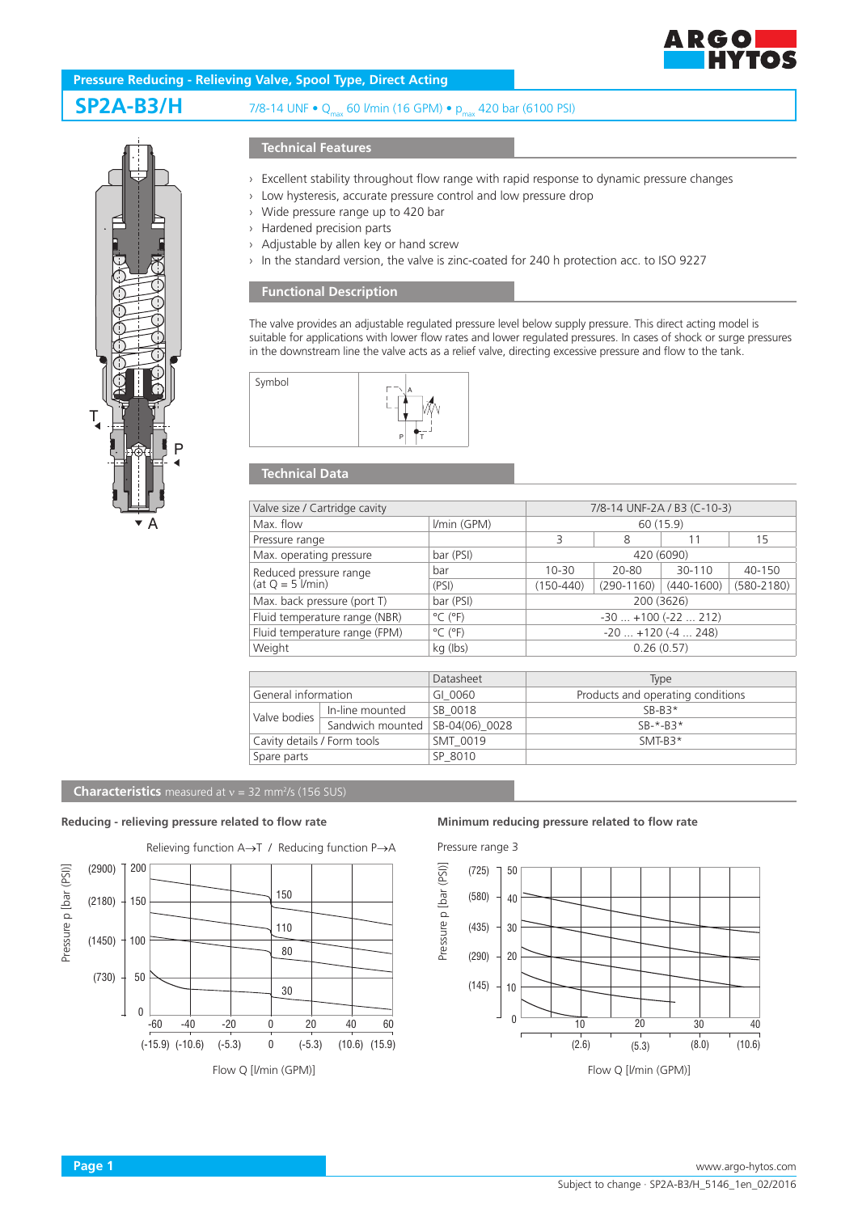**Pressure Reducing - Relieving Valve, Spool Type, Direct Acting**

# SP2A-B3/H

7/8-14 UNF • $Q_{max}$ 60 l/min (16 GPM) • $p_{max}$ 420 bar (6100 PSI)

## Technical Features

- Excellent stability throughout flow range with rapid response to dynamic pressure changes
- Low hysteresis, accurate pressure control and low pressure drop
- Wide pressure range up to 420 bar
- Hardened precision parts
- Adjustable by allen key or hand screw
- In the standard version, the valve is zinc-coated for 240 h protection acc. to ISO 9227

## Functional Description

The valve provides an adjustable regulated pressure level below supply pressure. This direct acting model is suitable for applications with lower flow rates and lower regulated pressures. In cases of shock or surge pressures in the downstream line the valve acts as a relief valve, directing excessive pressure and flow to the tank.

Symbol

## Technical Data

| Valve size / Cartridge cavity | | 7/8-14 UNF-2A / B3 (C-10-3) | | | |
|---|---|---|---|---|---|
| Max. flow | l/min (GPM) | 60 (15.9) | | | |
| Pressure range | | 3 | 8 | 11 | 15 |
| Max. operating pressure | bar (PSI) | 420 (6090) | | | |
| Reduced pressure range (at Q = 5 l/min) | bar | 10-30 | 20-80 | 30-110 | 40-150 |
| | (PSI) | (150-440) | (290-1160) | (440-1600) | (580-2180) |
| Max. back pressure (port T) | bar (PSI) | 200 (3626) | | | |
| Fluid temperature range (NBR) | °C (°F) | -30 ... +100 (-22 ... 212) | | | |
| Fluid temperature range (FPM) | °C (°F) | -20 ... +120 (-4 ... 248) | | | |
| Weight | kg (lbs) | 0.26 (0.57) | | | |

| | | Datasheet | Type |
|---|---|---|---|
| General information | | GI_0060 | Products and operating conditions |
| Valve bodies | In-line mounted | SB_0018 | SB-B3* |
| | Sandwich mounted | SB-04(06)_0028 | SB-*-B3* |
| Cavity details / Form tools | | SMT_0019 | SMT-B3* |
| Spare parts | | SP_8010 | |

## Characteristics measured at ν = 32 mm²/s (156 SUS)

**Reducing - relieving pressure related to flow rate**

Relieving function A→T / Reducing function P→A

**Minimum reducing pressure related to flow rate**

Pressure range 3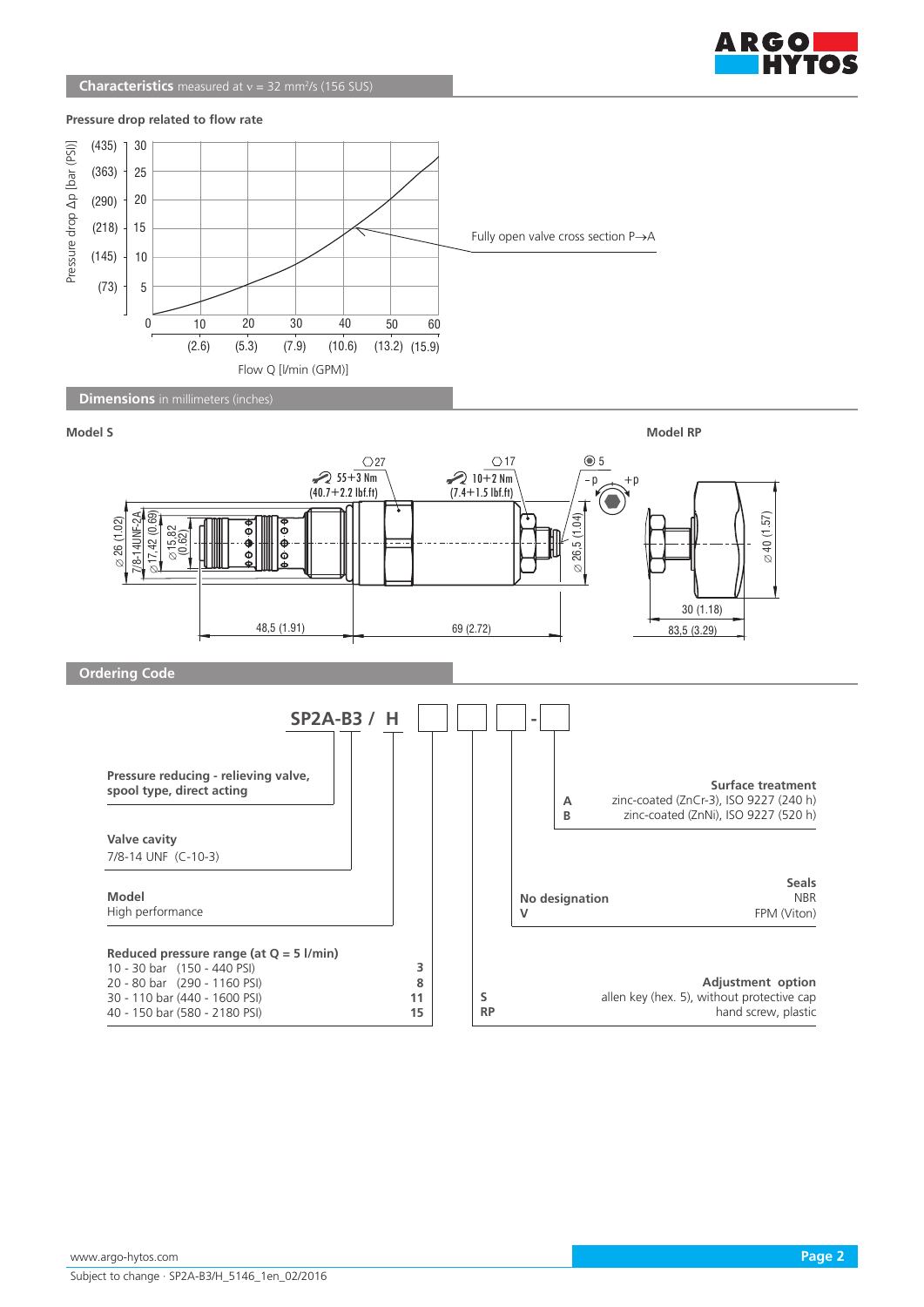## Characteristics measured at ν = 32 mm²/s (156 SUS)

### Pressure drop related to flow rate

Pressure drop Δp [bar (PSI)]

(435) 30
(363) 25
(290) 20
(218) 15
(145) 10
(73) 5
0

10 (2.6) 20 (5.3) 30 (7.9) 40 (10.6) 50 (13.2) 60 (15.9)

Flow Q [l/min (GPM)]

Fully open valve cross section P→A

## Dimensions in millimeters (inches)

**Model S**

**Model RP**

⌀ 26 (1.02)
7/8-14UNF-2A
⌀ 17,42 (0.69)
⌀ 15,82 (0.62)
27
55+3 Nm (40.7+2.2 lbf.ft)
17
10+2 Nm (7.4+1.5 lbf.ft)
5
-p +p
⌀ 26,5 (1.04)
⌀ 40 (1.57)
48,5 (1.91)
69 (2.72)
30 (1.18)
83,5 (3.29)

## Ordering Code

SP2A-B3 / H [ ] [ ] [ ] - [ ]

**Pressure reducing - relieving valve, spool type, direct acting**

**Valve cavity**
7/8-14 UNF (C-10-3)

**Model**
High performance

**Reduced pressure range (at Q = 5 l/min)**

| | |
|---|---|
| 10 - 30 bar (150 - 440 PSI) | **3** |
| 20 - 80 bar (290 - 1160 PSI) | **8** |
| 30 - 110 bar (440 - 1600 PSI) | **11** |
| 40 - 150 bar (580 - 2180 PSI) | **15** |

**Adjustment option**

| | |
|---|---|
| **S** | allen key (hex. 5), without protective cap |
| **RP** | hand screw, plastic |

**Seals**

| | |
|---|---|
| **No designation** | NBR |
| **V** | FPM (Viton) |

**Surface treatment**

| | |
|---|---|
| **A** | zinc-coated (ZnCr-3), ISO 9227 (240 h) |
| **B** | zinc-coated (ZnNi), ISO 9227 (520 h) |